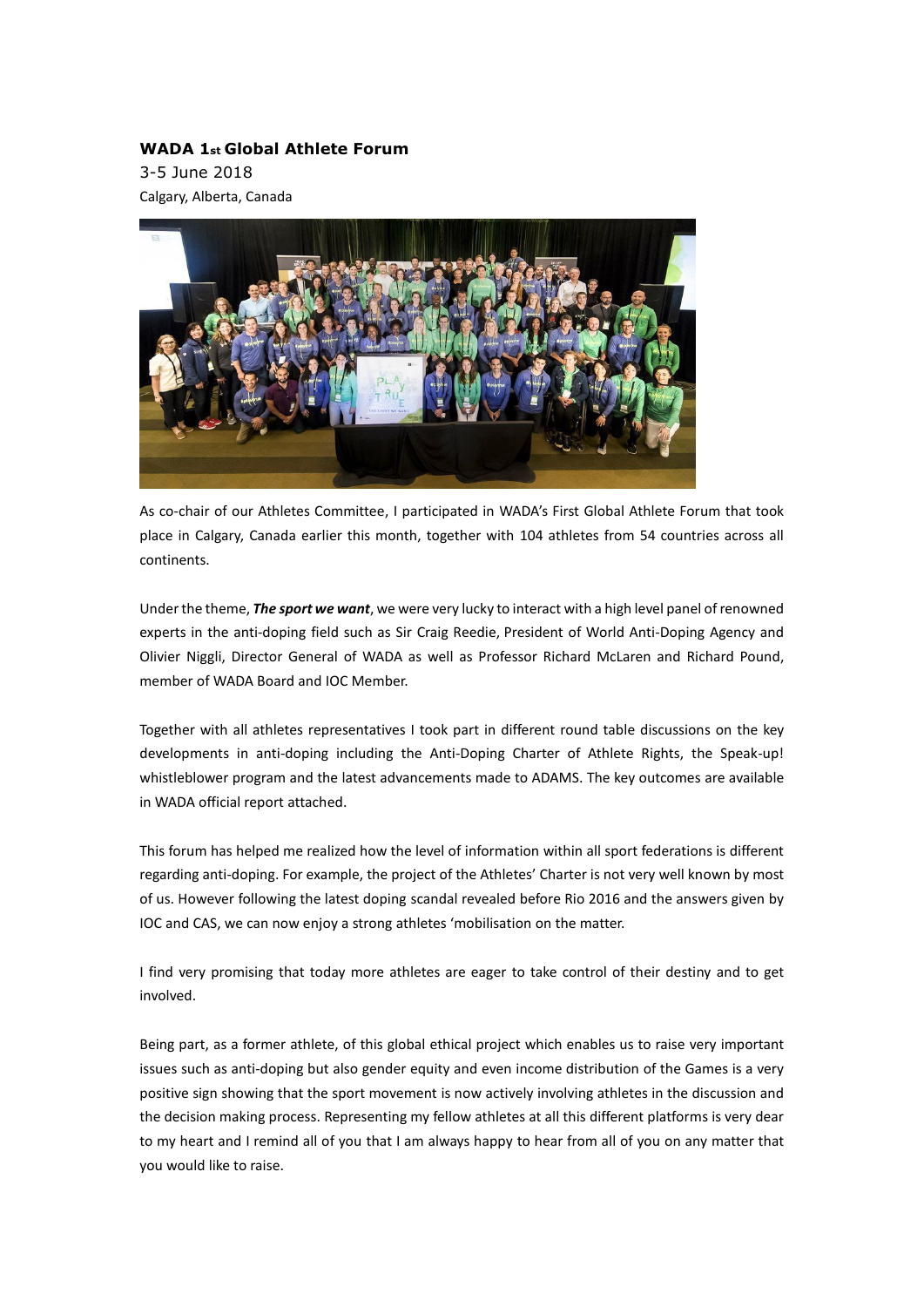**WADA 1st Global Athlete Forum**

3-5 June 2018

Calgary, Alberta, Canada

As co-chair of our Athletes Committee, I participated in WADA's First Global Athlete Forum that took place in Calgary, Canada earlier this month, together with 104 athletes from 54 countries across all continents.

Under the theme, ***The sport we want***, we were very lucky to interact with a high level panel of renowned experts in the anti-doping field such as Sir Craig Reedie, President of World Anti-Doping Agency and Olivier Niggli, Director General of WADA as well as Professor Richard McLaren and Richard Pound, member of WADA Board and IOC Member.

Together with all athletes representatives I took part in different round table discussions on the key developments in anti-doping including the Anti-Doping Charter of Athlete Rights, the Speak-up! whistleblower program and the latest advancements made to ADAMS. The key outcomes are available in WADA official report attached.

This forum has helped me realized how the level of information within all sport federations is different regarding anti-doping. For example, the project of the Athletes' Charter is not very well known by most of us. However following the latest doping scandal revealed before Rio 2016 and the answers given by IOC and CAS, we can now enjoy a strong athletes 'mobilisation on the matter.

I find very promising that today more athletes are eager to take control of their destiny and to get involved.

Being part, as a former athlete, of this global ethical project which enables us to raise very important issues such as anti-doping but also gender equity and even income distribution of the Games is a very positive sign showing that the sport movement is now actively involving athletes in the discussion and the decision making process. Representing my fellow athletes at all this different platforms is very dear to my heart and I remind all of you that I am always happy to hear from all of you on any matter that you would like to raise.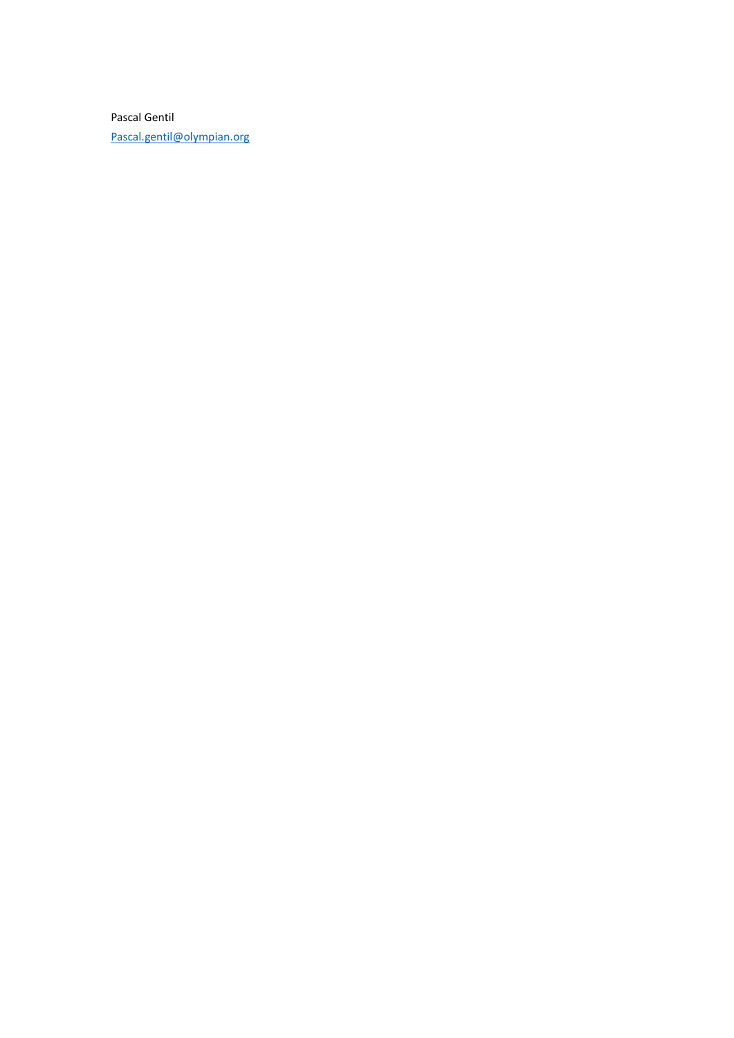Pascal Gentil

Pascal.gentil@olympian.org